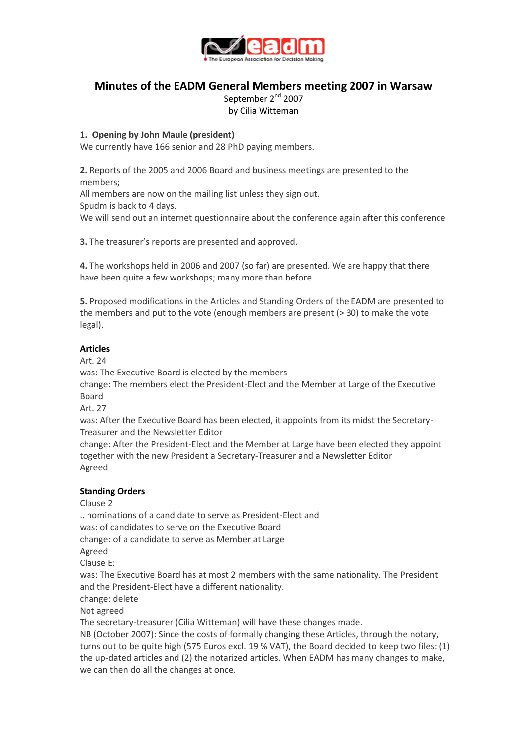# Minutes of the EADM General Members meeting 2007 in Warsaw

September 2nd 2007
by Cilia Witteman

**1. Opening by John Maule (president)**
We currently have 166 senior and 28 PhD paying members.

**2.** Reports of the 2005 and 2006 Board and business meetings are presented to the members;
All members are now on the mailing list unless they sign out.
Spudm is back to 4 days.
We will send out an internet questionnaire about the conference again after this conference

**3.** The treasurer's reports are presented and approved.

**4.** The workshops held in 2006 and 2007 (so far) are presented. We are happy that there have been quite a few workshops; many more than before.

**5.** Proposed modifications in the Articles and Standing Orders of the EADM are presented to the members and put to the vote (enough members are present (> 30) to make the vote legal).

**Articles**
Art. 24
was: The Executive Board is elected by the members
change: The members elect the President-Elect and the Member at Large of the Executive Board
Art. 27
was: After the Executive Board has been elected, it appoints from its midst the Secretary-Treasurer and the Newsletter Editor
change: After the President-Elect and the Member at Large have been elected they appoint together with the new President a Secretary-Treasurer and a Newsletter Editor
Agreed

**Standing Orders**
Clause 2
.. nominations of a candidate to serve as President-Elect and
was: of candidates to serve on the Executive Board
change: of a candidate to serve as Member at Large
Agreed
Clause E:
was: The Executive Board has at most 2 members with the same nationality. The President and the President-Elect have a different nationality.
change: delete
Not agreed
The secretary-treasurer (Cilia Witteman) will have these changes made.
NB (October 2007): Since the costs of formally changing these Articles, through the notary, turns out to be quite high (575 Euros excl. 19 % VAT), the Board decided to keep two files: (1) the up-dated articles and (2) the notarized articles. When EADM has many changes to make, we can then do all the changes at once.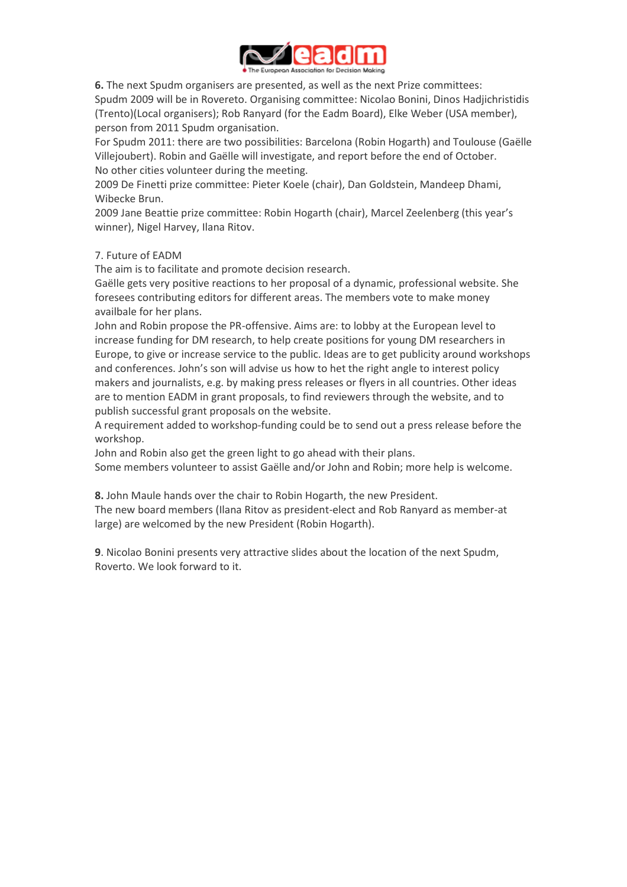**6.** The next Spudm organisers are presented, as well as the next Prize committees:
Spudm 2009 will be in Rovereto. Organising committee: Nicolao Bonini, Dinos Hadjichristidis (Trento)(Local organisers); Rob Ranyard (for the Eadm Board), Elke Weber (USA member), person from 2011 Spudm organisation.
For Spudm 2011: there are two possibilities: Barcelona (Robin Hogarth) and Toulouse (Gaëlle Villejoubert). Robin and Gaëlle will investigate, and report before the end of October.
No other cities volunteer during the meeting.
2009 De Finetti prize committee: Pieter Koele (chair), Dan Goldstein, Mandeep Dhami, Wibecke Brun.
2009 Jane Beattie prize committee: Robin Hogarth (chair), Marcel Zeelenberg (this year's winner), Nigel Harvey, Ilana Ritov.

7. Future of EADM
The aim is to facilitate and promote decision research.
Gaëlle gets very positive reactions to her proposal of a dynamic, professional website. She foresees contributing editors for different areas. The members vote to make money availbale for her plans.
John and Robin propose the PR-offensive. Aims are: to lobby at the European level to increase funding for DM research, to help create positions for young DM researchers in Europe, to give or increase service to the public. Ideas are to get publicity around workshops and conferences. John's son will advise us how to het the right angle to interest policy makers and journalists, e.g. by making press releases or flyers in all countries. Other ideas are to mention EADM in grant proposals, to find reviewers through the website, and to publish successful grant proposals on the website.
A requirement added to workshop-funding could be to send out a press release before the workshop.
John and Robin also get the green light to go ahead with their plans.
Some members volunteer to assist Gaëlle and/or John and Robin; more help is welcome.

**8.** John Maule hands over the chair to Robin Hogarth, the new President.
The new board members (Ilana Ritov as president-elect and Rob Ranyard as member-at large) are welcomed by the new President (Robin Hogarth).

**9**. Nicolao Bonini presents very attractive slides about the location of the next Spudm, Roverto. We look forward to it.